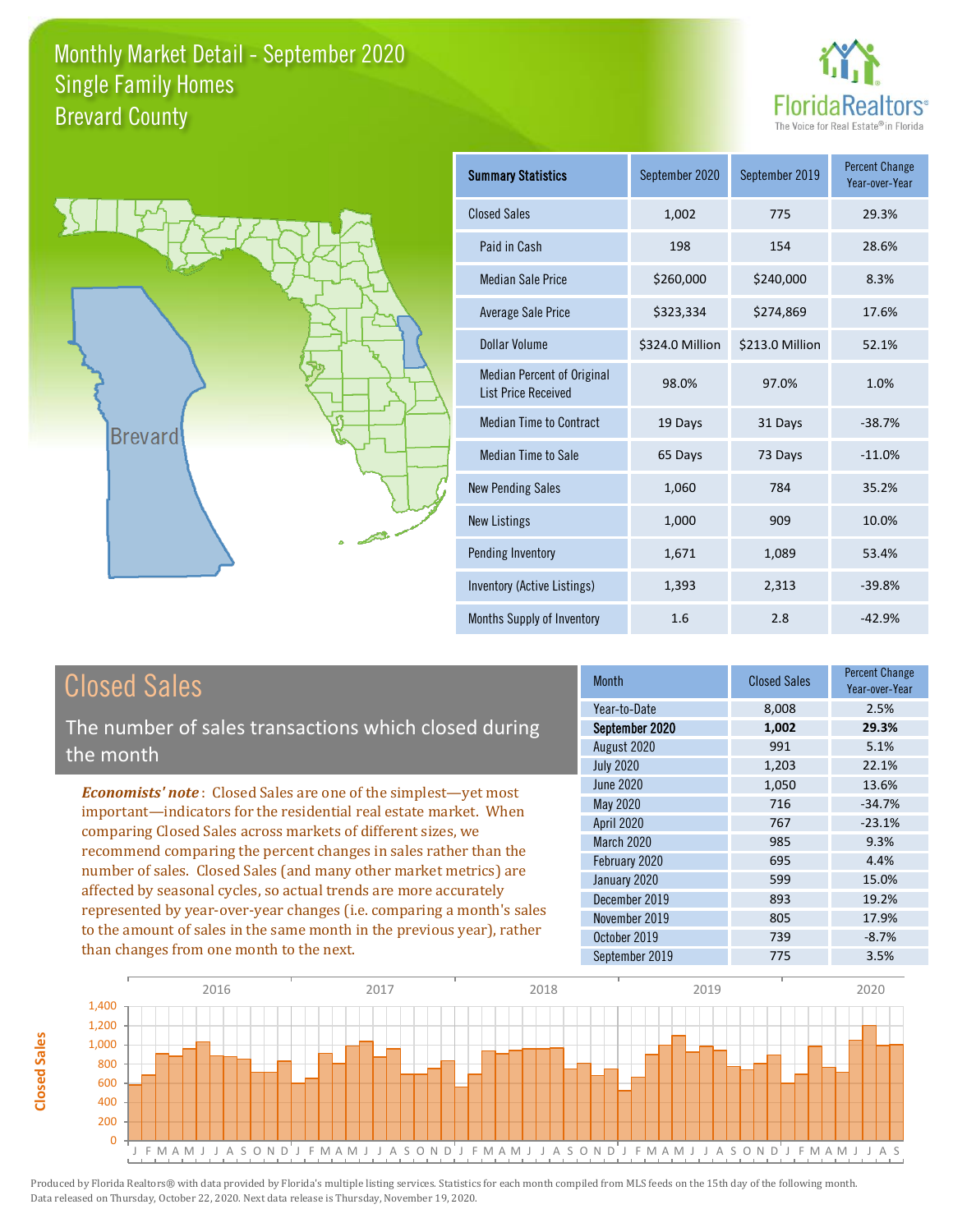# Monthly Market Detail - September 2020
## Single Family Homes
## Brevard County

FloridaRealtors®
The Voice for Real Estate® in Florida

Brevard

| Summary Statistics | September 2020 | September 2019 | Percent Change Year-over-Year |
|---|---|---|---|
| Closed Sales | 1,002 | 775 | 29.3% |
| Paid in Cash | 198 | 154 | 28.6% |
| Median Sale Price | $260,000 | $240,000 | 8.3% |
| Average Sale Price | $323,334 | $274,869 | 17.6% |
| Dollar Volume | $324.0 Million | $213.0 Million | 52.1% |
| Median Percent of Original List Price Received | 98.0% | 97.0% | 1.0% |
| Median Time to Contract | 19 Days | 31 Days | -38.7% |
| Median Time to Sale | 65 Days | 73 Days | -11.0% |
| New Pending Sales | 1,060 | 784 | 35.2% |
| New Listings | 1,000 | 909 | 10.0% |
| Pending Inventory | 1,671 | 1,089 | 53.4% |
| Inventory (Active Listings) | 1,393 | 2,313 | -39.8% |
| Months Supply of Inventory | 1.6 | 2.8 | -42.9% |

## Closed Sales

The number of sales transactions which closed during the month

***Economists' note***: Closed Sales are one of the simplest—yet most important—indicators for the residential real estate market. When comparing Closed Sales across markets of different sizes, we recommend comparing the percent changes in sales rather than the number of sales. Closed Sales (and many other market metrics) are affected by seasonal cycles, so actual trends are more accurately represented by year-over-year changes (i.e. comparing a month's sales to the amount of sales in the same month in the previous year), rather than changes from one month to the next.

| Month | Closed Sales | Percent Change Year-over-Year |
|---|---|---|
| Year-to-Date | 8,008 | 2.5% |
| **September 2020** | **1,002** | **29.3%** |
| August 2020 | 991 | 5.1% |
| July 2020 | 1,203 | 22.1% |
| June 2020 | 1,050 | 13.6% |
| May 2020 | 716 | -34.7% |
| April 2020 | 767 | -23.1% |
| March 2020 | 985 | 9.3% |
| February 2020 | 695 | 4.4% |
| January 2020 | 599 | 15.0% |
| December 2019 | 893 | 19.2% |
| November 2019 | 805 | 17.9% |
| October 2019 | 739 | -8.7% |
| September 2019 | 775 | 3.5% |

Produced by Florida Realtors® with data provided by Florida's multiple listing services. Statistics for each month compiled from MLS feeds on the 15th day of the following month. Data released on Thursday, October 22, 2020. Next data release is Thursday, November 19, 2020.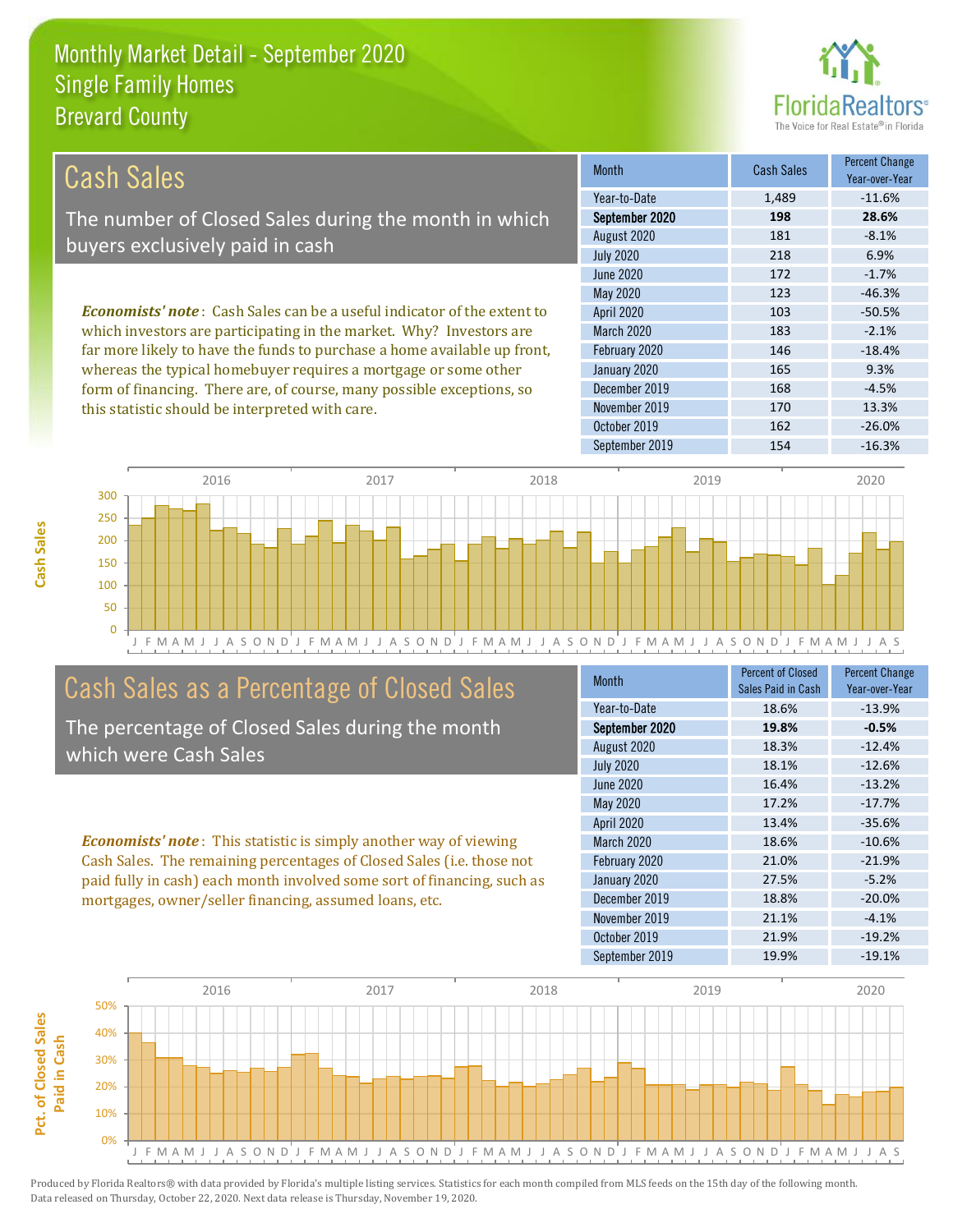Monthly Market Detail - September 2020
Single Family Homes
Brevard County

## Cash Sales

The number of Closed Sales during the month in which buyers exclusively paid in cash

*Economists' note*: Cash Sales can be a useful indicator of the extent to which investors are participating in the market. Why? Investors are far more likely to have the funds to purchase a home available up front, whereas the typical homebuyer requires a mortgage or some other form of financing. There are, of course, many possible exceptions, so this statistic should be interpreted with care.

| Month | Cash Sales | Percent Change Year-over-Year |
|---|---|---|
| Year-to-Date | 1,489 | -11.6% |
| **September 2020** | **198** | **28.6%** |
| August 2020 | 181 | -8.1% |
| July 2020 | 218 | 6.9% |
| June 2020 | 172 | -1.7% |
| May 2020 | 123 | -46.3% |
| April 2020 | 103 | -50.5% |
| March 2020 | 183 | -2.1% |
| February 2020 | 146 | -18.4% |
| January 2020 | 165 | 9.3% |
| December 2019 | 168 | -4.5% |
| November 2019 | 170 | 13.3% |
| October 2019 | 162 | -26.0% |
| September 2019 | 154 | -16.3% |

## Cash Sales as a Percentage of Closed Sales

The percentage of Closed Sales during the month which were Cash Sales

*Economists' note*: This statistic is simply another way of viewing Cash Sales. The remaining percentages of Closed Sales (i.e. those not paid fully in cash) each month involved some sort of financing, such as mortgages, owner/seller financing, assumed loans, etc.

| Month | Percent of Closed Sales Paid in Cash | Percent Change Year-over-Year |
|---|---|---|
| Year-to-Date | 18.6% | -13.9% |
| **September 2020** | **19.8%** | **-0.5%** |
| August 2020 | 18.3% | -12.4% |
| July 2020 | 18.1% | -12.6% |
| June 2020 | 16.4% | -13.2% |
| May 2020 | 17.2% | -17.7% |
| April 2020 | 13.4% | -35.6% |
| March 2020 | 18.6% | -10.6% |
| February 2020 | 21.0% | -21.9% |
| January 2020 | 27.5% | -5.2% |
| December 2019 | 18.8% | -20.0% |
| November 2019 | 21.1% | -4.1% |
| October 2019 | 21.9% | -19.2% |
| September 2019 | 19.9% | -19.1% |

Produced by Florida Realtors® with data provided by Florida's multiple listing services. Statistics for each month compiled from MLS feeds on the 15th day of the following month. Data released on Thursday, October 22, 2020. Next data release is Thursday, November 19, 2020.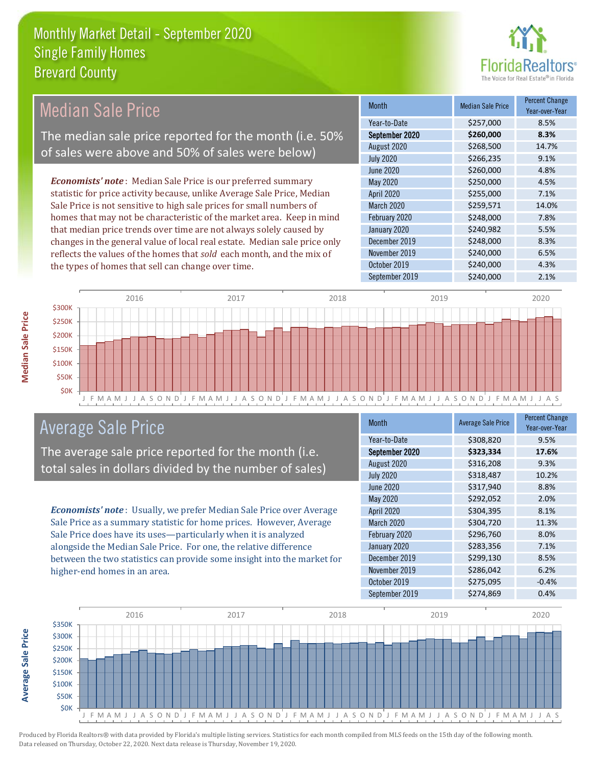# Monthly Market Detail - September 2020
## Single Family Homes
## Brevard County

## Median Sale Price

The median sale price reported for the month (i.e. 50% of sales were above and 50% of sales were below)

*Economists' note*: Median Sale Price is our preferred summary statistic for price activity because, unlike Average Sale Price, Median Sale Price is not sensitive to high sale prices for small numbers of homes that may not be characteristic of the market area. Keep in mind that median price trends over time are not always solely caused by changes in the general value of local real estate. Median sale price only reflects the values of the homes that *sold* each month, and the mix of the types of homes that sell can change over time.

| Month | Median Sale Price | Percent Change Year-over-Year |
|---|---|---|
| Year-to-Date | $257,000 | 8.5% |
| **September 2020** | **$260,000** | **8.3%** |
| August 2020 | $268,500 | 14.7% |
| July 2020 | $266,235 | 9.1% |
| June 2020 | $260,000 | 4.8% |
| May 2020 | $250,000 | 4.5% |
| April 2020 | $255,000 | 7.1% |
| March 2020 | $259,571 | 14.0% |
| February 2020 | $248,000 | 7.8% |
| January 2020 | $240,982 | 5.5% |
| December 2019 | $248,000 | 8.3% |
| November 2019 | $240,000 | 6.5% |
| October 2019 | $240,000 | 4.3% |
| September 2019 | $240,000 | 2.1% |

## Average Sale Price

The average sale price reported for the month (i.e. total sales in dollars divided by the number of sales)

*Economists' note*: Usually, we prefer Median Sale Price over Average Sale Price as a summary statistic for home prices. However, Average Sale Price does have its uses—particularly when it is analyzed alongside the Median Sale Price. For one, the relative difference between the two statistics can provide some insight into the market for higher-end homes in an area.

| Month | Average Sale Price | Percent Change Year-over-Year |
|---|---|---|
| Year-to-Date | $308,820 | 9.5% |
| **September 2020** | **$323,334** | **17.6%** |
| August 2020 | $316,208 | 9.3% |
| July 2020 | $318,487 | 10.2% |
| June 2020 | $317,940 | 8.8% |
| May 2020 | $292,052 | 2.0% |
| April 2020 | $304,395 | 8.1% |
| March 2020 | $304,720 | 11.3% |
| February 2020 | $296,760 | 8.0% |
| January 2020 | $283,356 | 7.1% |
| December 2019 | $299,130 | 8.5% |
| November 2019 | $286,042 | 6.2% |
| October 2019 | $275,095 | -0.4% |
| September 2019 | $274,869 | 0.4% |

Produced by Florida Realtors® with data provided by Florida's multiple listing services. Statistics for each month compiled from MLS feeds on the 15th day of the following month. Data released on Thursday, October 22, 2020. Next data release is Thursday, November 19, 2020.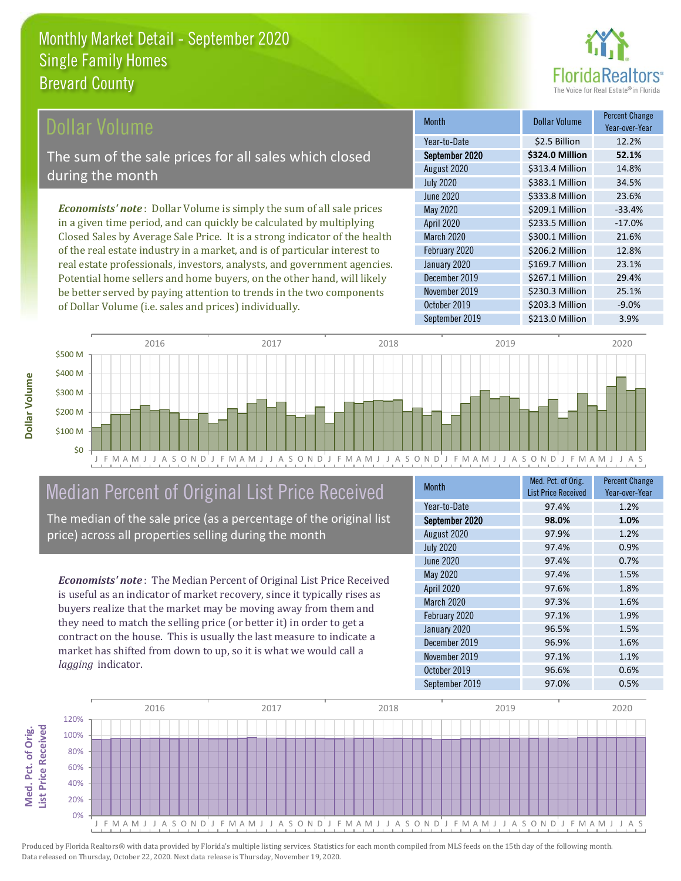# Monthly Market Detail - September 2020
## Single Family Homes
## Brevard County

## Dollar Volume

The sum of the sale prices for all sales which closed during the month

*Economists' note*: Dollar Volume is simply the sum of all sale prices in a given time period, and can quickly be calculated by multiplying Closed Sales by Average Sale Price. It is a strong indicator of the health of the real estate industry in a market, and is of particular interest to real estate professionals, investors, analysts, and government agencies. Potential home sellers and home buyers, on the other hand, will likely be better served by paying attention to trends in the two components of Dollar Volume (i.e. sales and prices) individually.

| Month | Dollar Volume | Percent Change Year-over-Year |
|---|---|---|
| Year-to-Date | $2.5 Billion | 12.2% |
| **September 2020** | **$324.0 Million** | **52.1%** |
| August 2020 | $313.4 Million | 14.8% |
| July 2020 | $383.1 Million | 34.5% |
| June 2020 | $333.8 Million | 23.6% |
| May 2020 | $209.1 Million | -33.4% |
| April 2020 | $233.5 Million | -17.0% |
| March 2020 | $300.1 Million | 21.6% |
| February 2020 | $206.2 Million | 12.8% |
| January 2020 | $169.7 Million | 23.1% |
| December 2019 | $267.1 Million | 29.4% |
| November 2019 | $230.3 Million | 25.1% |
| October 2019 | $203.3 Million | -9.0% |
| September 2019 | $213.0 Million | 3.9% |

## Median Percent of Original List Price Received

The median of the sale price (as a percentage of the original list price) across all properties selling during the month

*Economists' note*: The Median Percent of Original List Price Received is useful as an indicator of market recovery, since it typically rises as buyers realize that the market may be moving away from them and they need to match the selling price (or better it) in order to get a contract on the house. This is usually the last measure to indicate a market has shifted from down to up, so it is what we would call a *lagging* indicator.

| Month | Med. Pct. of Orig. List Price Received | Percent Change Year-over-Year |
|---|---|---|
| Year-to-Date | 97.4% | 1.2% |
| **September 2020** | **98.0%** | **1.0%** |
| August 2020 | 97.9% | 1.2% |
| July 2020 | 97.4% | 0.9% |
| June 2020 | 97.4% | 0.7% |
| May 2020 | 97.4% | 1.5% |
| April 2020 | 97.6% | 1.8% |
| March 2020 | 97.3% | 1.6% |
| February 2020 | 97.1% | 1.9% |
| January 2020 | 96.5% | 1.5% |
| December 2019 | 96.9% | 1.6% |
| November 2019 | 97.1% | 1.1% |
| October 2019 | 96.6% | 0.6% |
| September 2019 | 97.0% | 0.5% |

Produced by Florida Realtors® with data provided by Florida's multiple listing services. Statistics for each month compiled from MLS feeds on the 15th day of the following month. Data released on Thursday, October 22, 2020. Next data release is Thursday, November 19, 2020.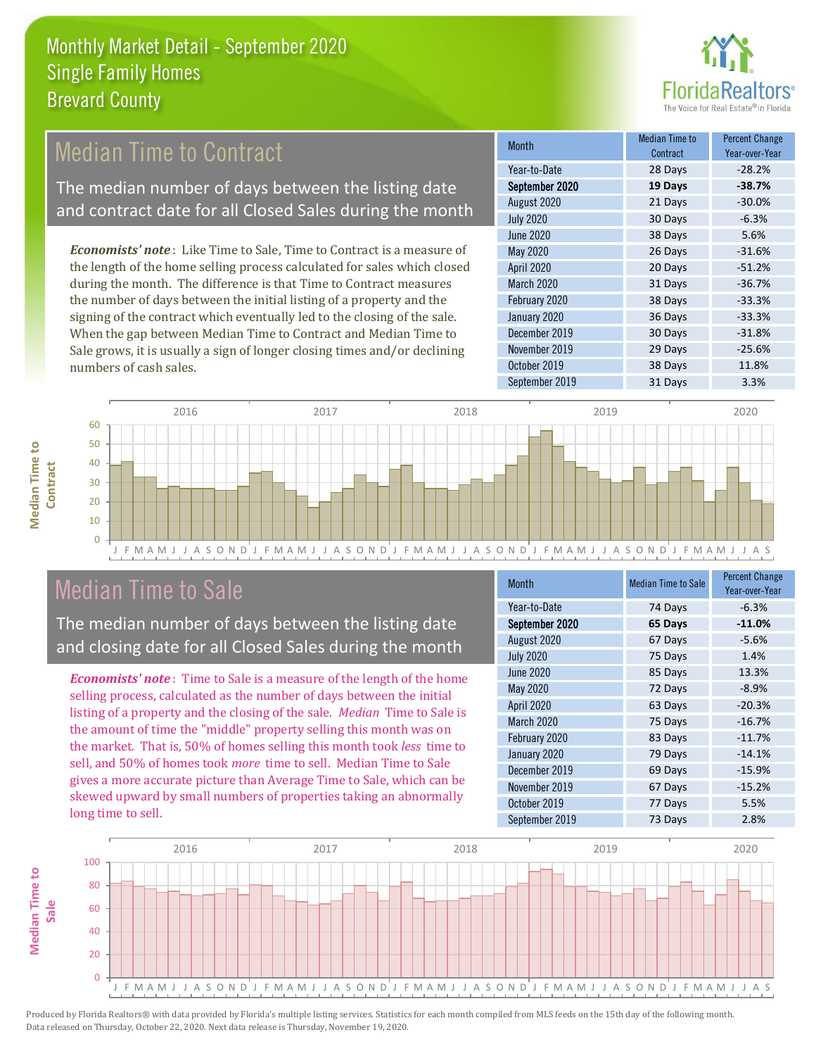# Monthly Market Detail - September 2020
## Single Family Homes
## Brevard County

## Median Time to Contract

The median number of days between the listing date and contract date for all Closed Sales during the month

*Economists' note*: Like Time to Sale, Time to Contract is a measure of the length of the home selling process calculated for sales which closed during the month. The difference is that Time to Contract measures the number of days between the initial listing of a property and the signing of the contract which eventually led to the closing of the sale. When the gap between Median Time to Contract and Median Time to Sale grows, it is usually a sign of longer closing times and/or declining numbers of cash sales.

| Month | Median Time to Contract | Percent Change Year-over-Year |
|---|---|---|
| Year-to-Date | 28 Days | -28.2% |
| **September 2020** | **19 Days** | **-38.7%** |
| August 2020 | 21 Days | -30.0% |
| July 2020 | 30 Days | -6.3% |
| June 2020 | 38 Days | 5.6% |
| May 2020 | 26 Days | -31.6% |
| April 2020 | 20 Days | -51.2% |
| March 2020 | 31 Days | -36.7% |
| February 2020 | 38 Days | -33.3% |
| January 2020 | 36 Days | -33.3% |
| December 2019 | 30 Days | -31.8% |
| November 2019 | 29 Days | -25.6% |
| October 2019 | 38 Days | 11.8% |
| September 2019 | 31 Days | 3.3% |

## Median Time to Sale

The median number of days between the listing date and closing date for all Closed Sales during the month

*Economists' note*: Time to Sale is a measure of the length of the home selling process, calculated as the number of days between the initial listing of a property and the closing of the sale. *Median* Time to Sale is the amount of time the "middle" property selling this month was on the market. That is, 50% of homes selling this month took *less* time to sell, and 50% of homes took *more* time to sell. Median Time to Sale gives a more accurate picture than Average Time to Sale, which can be skewed upward by small numbers of properties taking an abnormally long time to sell.

| Month | Median Time to Sale | Percent Change Year-over-Year |
|---|---|---|
| Year-to-Date | 74 Days | -6.3% |
| **September 2020** | **65 Days** | **-11.0%** |
| August 2020 | 67 Days | -5.6% |
| July 2020 | 75 Days | 1.4% |
| June 2020 | 85 Days | 13.3% |
| May 2020 | 72 Days | -8.9% |
| April 2020 | 63 Days | -20.3% |
| March 2020 | 75 Days | -16.7% |
| February 2020 | 83 Days | -11.7% |
| January 2020 | 79 Days | -14.1% |
| December 2019 | 69 Days | -15.9% |
| November 2019 | 67 Days | -15.2% |
| October 2019 | 77 Days | 5.5% |
| September 2019 | 73 Days | 2.8% |

Produced by Florida Realtors® with data provided by Florida's multiple listing services. Statistics for each month compiled from MLS feeds on the 15th day of the following month. Data released on Thursday, October 22, 2020. Next data release is Thursday, November 19, 2020.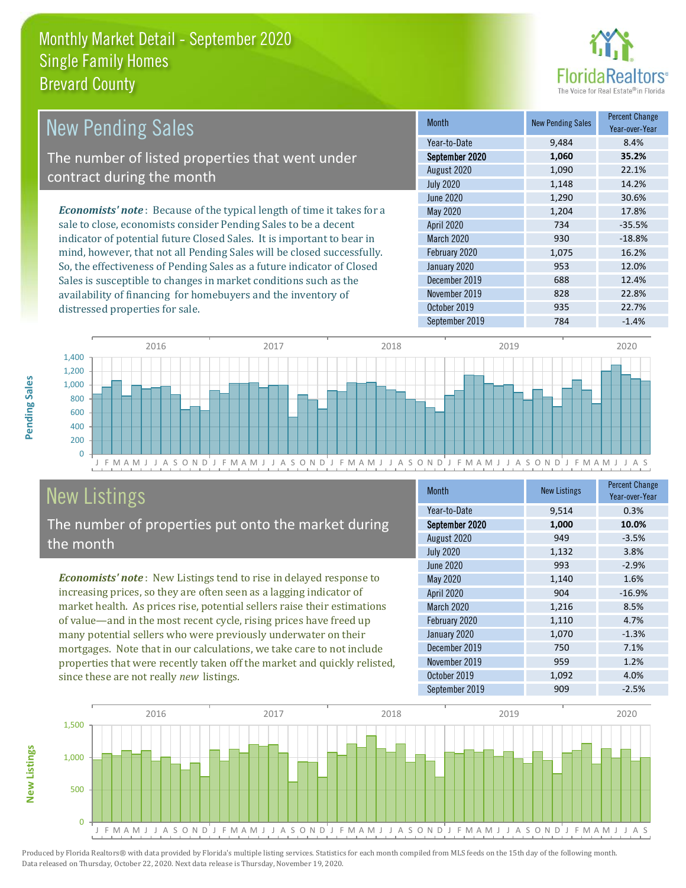# Monthly Market Detail - September 2020
## Single Family Homes
## Brevard County

## New Pending Sales

The number of listed properties that went under contract during the month

*Economists' note*: Because of the typical length of time it takes for a sale to close, economists consider Pending Sales to be a decent indicator of potential future Closed Sales. It is important to bear in mind, however, that not all Pending Sales will be closed successfully. So, the effectiveness of Pending Sales as a future indicator of Closed Sales is susceptible to changes in market conditions such as the availability of financing for homebuyers and the inventory of distressed properties for sale.

| Month | New Pending Sales | Percent Change Year-over-Year |
|---|---|---|
| Year-to-Date | 9,484 | 8.4% |
| **September 2020** | **1,060** | **35.2%** |
| August 2020 | 1,090 | 22.1% |
| July 2020 | 1,148 | 14.2% |
| June 2020 | 1,290 | 30.6% |
| May 2020 | 1,204 | 17.8% |
| April 2020 | 734 | -35.5% |
| March 2020 | 930 | -18.8% |
| February 2020 | 1,075 | 16.2% |
| January 2020 | 953 | 12.0% |
| December 2019 | 688 | 12.4% |
| November 2019 | 828 | 22.8% |
| October 2019 | 935 | 22.7% |
| September 2019 | 784 | -1.4% |

## New Listings

The number of properties put onto the market during the month

*Economists' note*: New Listings tend to rise in delayed response to increasing prices, so they are often seen as a lagging indicator of market health. As prices rise, potential sellers raise their estimations of value—and in the most recent cycle, rising prices have freed up many potential sellers who were previously underwater on their mortgages. Note that in our calculations, we take care to not include properties that were recently taken off the market and quickly relisted, since these are not really *new* listings.

| Month | New Listings | Percent Change Year-over-Year |
|---|---|---|
| Year-to-Date | 9,514 | 0.3% |
| **September 2020** | **1,000** | **10.0%** |
| August 2020 | 949 | -3.5% |
| July 2020 | 1,132 | 3.8% |
| June 2020 | 993 | -2.9% |
| May 2020 | 1,140 | 1.6% |
| April 2020 | 904 | -16.9% |
| March 2020 | 1,216 | 8.5% |
| February 2020 | 1,110 | 4.7% |
| January 2020 | 1,070 | -1.3% |
| December 2019 | 750 | 7.1% |
| November 2019 | 959 | 1.2% |
| October 2019 | 1,092 | 4.0% |
| September 2019 | 909 | -2.5% |

Produced by Florida Realtors® with data provided by Florida's multiple listing services. Statistics for each month compiled from MLS feeds on the 15th day of the following month. Data released on Thursday, October 22, 2020. Next data release is Thursday, November 19, 2020.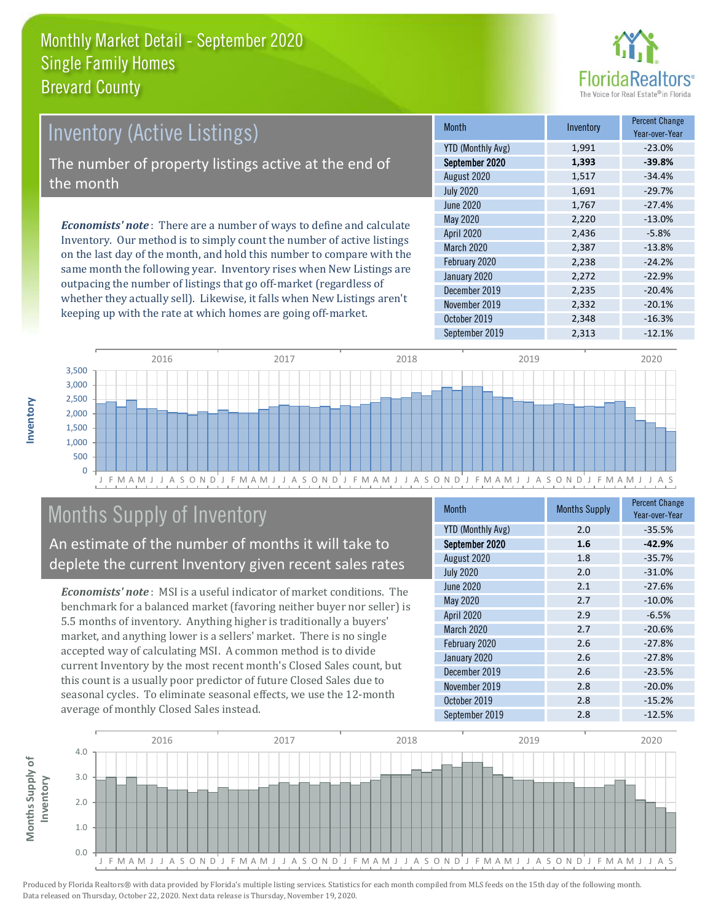# Monthly Market Detail - September 2020
## Single Family Homes
## Brevard County

## Inventory (Active Listings)

The number of property listings active at the end of the month

***Economists' note***: There are a number of ways to define and calculate Inventory. Our method is to simply count the number of active listings on the last day of the month, and hold this number to compare with the same month the following year. Inventory rises when New Listings are outpacing the number of listings that go off-market (regardless of whether they actually sell). Likewise, it falls when New Listings aren't keeping up with the rate at which homes are going off-market.

| Month | Inventory | Percent Change Year-over-Year |
|---|---|---|
| YTD (Monthly Avg) | 1,991 | -23.0% |
| **September 2020** | **1,393** | **-39.8%** |
| August 2020 | 1,517 | -34.4% |
| July 2020 | 1,691 | -29.7% |
| June 2020 | 1,767 | -27.4% |
| May 2020 | 2,220 | -13.0% |
| April 2020 | 2,436 | -5.8% |
| March 2020 | 2,387 | -13.8% |
| February 2020 | 2,238 | -24.2% |
| January 2020 | 2,272 | -22.9% |
| December 2019 | 2,235 | -20.4% |
| November 2019 | 2,332 | -20.1% |
| October 2019 | 2,348 | -16.3% |
| September 2019 | 2,313 | -12.1% |

## Months Supply of Inventory

An estimate of the number of months it will take to deplete the current Inventory given recent sales rates

***Economists' note***: MSI is a useful indicator of market conditions. The benchmark for a balanced market (favoring neither buyer nor seller) is 5.5 months of inventory. Anything higher is traditionally a buyers' market, and anything lower is a sellers' market. There is no single accepted way of calculating MSI. A common method is to divide current Inventory by the most recent month's Closed Sales count, but this count is a usually poor predictor of future Closed Sales due to seasonal cycles. To eliminate seasonal effects, we use the 12-month average of monthly Closed Sales instead.

| Month | Months Supply | Percent Change Year-over-Year |
|---|---|---|
| YTD (Monthly Avg) | 2.0 | -35.5% |
| **September 2020** | **1.6** | **-42.9%** |
| August 2020 | 1.8 | -35.7% |
| July 2020 | 2.0 | -31.0% |
| June 2020 | 2.1 | -27.6% |
| May 2020 | 2.7 | -10.0% |
| April 2020 | 2.9 | -6.5% |
| March 2020 | 2.7 | -20.6% |
| February 2020 | 2.6 | -27.8% |
| January 2020 | 2.6 | -27.8% |
| December 2019 | 2.6 | -23.5% |
| November 2019 | 2.8 | -20.0% |
| October 2019 | 2.8 | -15.2% |
| September 2019 | 2.8 | -12.5% |

Produced by Florida Realtors® with data provided by Florida's multiple listing services. Statistics for each month compiled from MLS feeds on the 15th day of the following month. Data released on Thursday, October 22, 2020. Next data release is Thursday, November 19, 2020.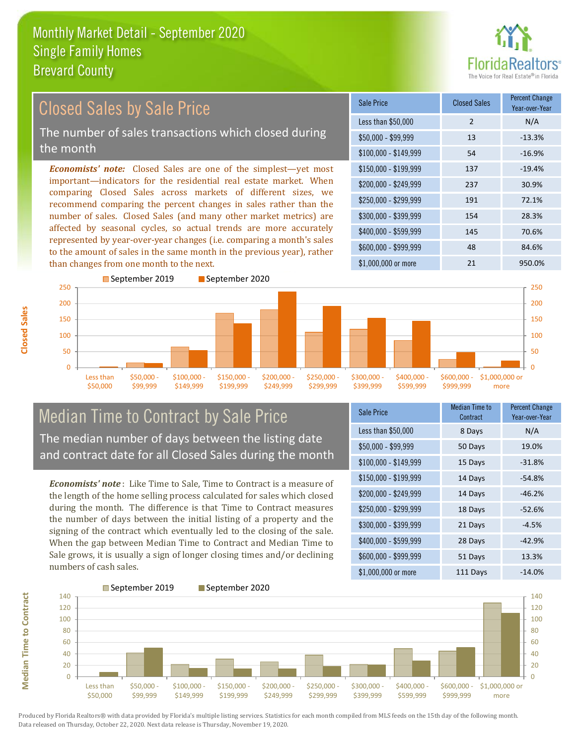# Monthly Market Detail - September 2020
## Single Family Homes
## Brevard County

## Closed Sales by Sale Price

The number of sales transactions which closed during the month

*Economists' note:* Closed Sales are one of the simplest—yet most important—indicators for the residential real estate market. When comparing Closed Sales across markets of different sizes, we recommend comparing the percent changes in sales rather than the number of sales. Closed Sales (and many other market metrics) are affected by seasonal cycles, so actual trends are more accurately represented by year-over-year changes (i.e. comparing a month's sales to the amount of sales in the same month in the previous year), rather than changes from one month to the next.

| Sale Price | Closed Sales | Percent Change Year-over-Year |
|---|---|---|
| Less than $50,000 | 2 | N/A |
| $50,000 - $99,999 | 13 | -13.3% |
| $100,000 - $149,999 | 54 | -16.9% |
| $150,000 - $199,999 | 137 | -19.4% |
| $200,000 - $249,999 | 237 | 30.9% |
| $250,000 - $299,999 | 191 | 72.1% |
| $300,000 - $399,999 | 154 | 28.3% |
| $400,000 - $599,999 | 145 | 70.6% |
| $600,000 - $999,999 | 48 | 84.6% |
| $1,000,000 or more | 21 | 950.0% |

## Median Time to Contract by Sale Price

The median number of days between the listing date and contract date for all Closed Sales during the month

*Economists' note*: Like Time to Sale, Time to Contract is a measure of the length of the home selling process calculated for sales which closed during the month. The difference is that Time to Contract measures the number of days between the initial listing of a property and the signing of the contract which eventually led to the closing of the sale. When the gap between Median Time to Contract and Median Time to Sale grows, it is usually a sign of longer closing times and/or declining numbers of cash sales.

| Sale Price | Median Time to Contract | Percent Change Year-over-Year |
|---|---|---|
| Less than $50,000 | 8 Days | N/A |
| $50,000 - $99,999 | 50 Days | 19.0% |
| $100,000 - $149,999 | 15 Days | -31.8% |
| $150,000 - $199,999 | 14 Days | -54.8% |
| $200,000 - $249,999 | 14 Days | -46.2% |
| $250,000 - $299,999 | 18 Days | -52.6% |
| $300,000 - $399,999 | 21 Days | -4.5% |
| $400,000 - $599,999 | 28 Days | -42.9% |
| $600,000 - $999,999 | 51 Days | 13.3% |
| $1,000,000 or more | 111 Days | -14.0% |

Produced by Florida Realtors® with data provided by Florida's multiple listing services. Statistics for each month compiled from MLS feeds on the 15th day of the following month. Data released on Thursday, October 22, 2020. Next data release is Thursday, November 19, 2020.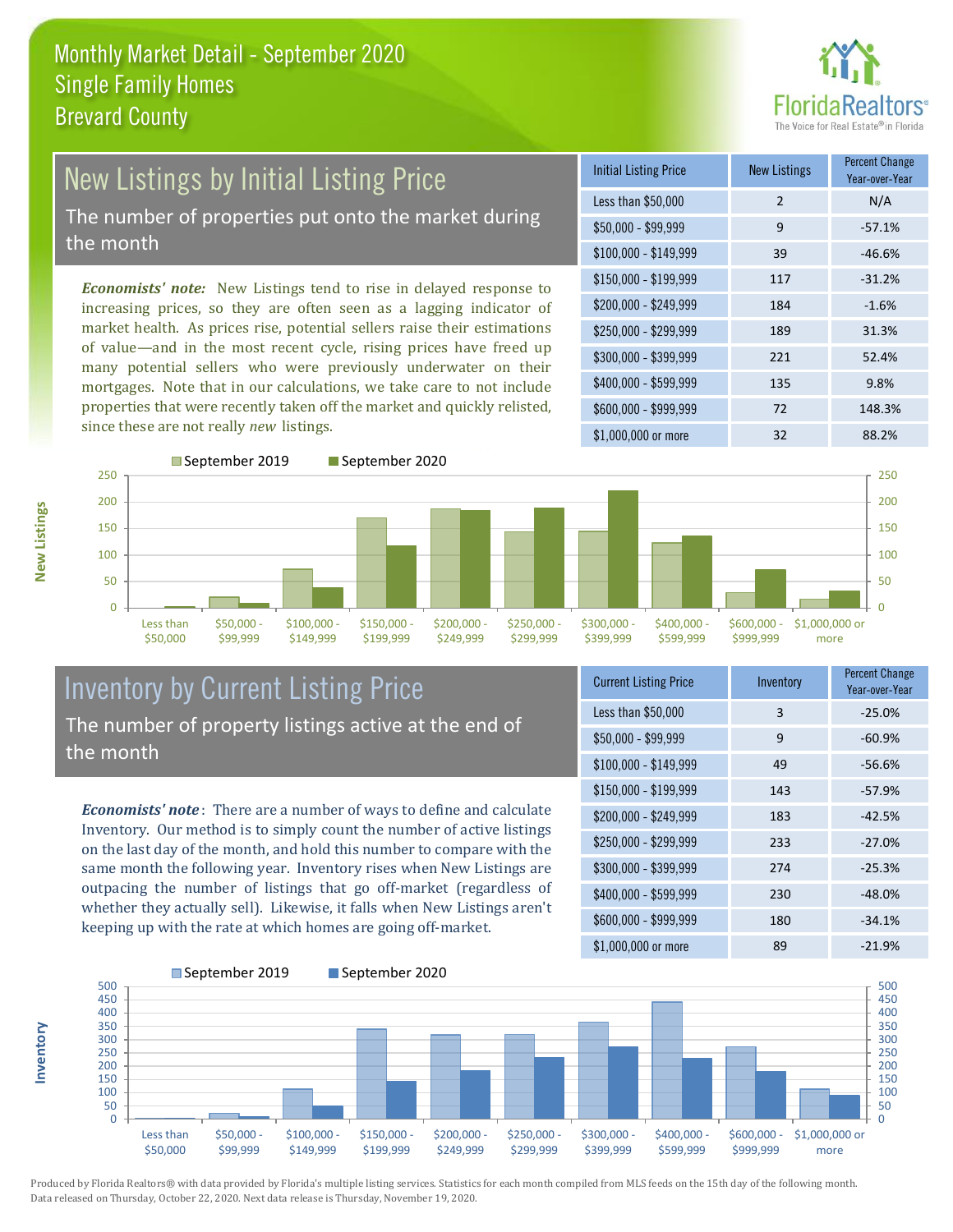# Monthly Market Detail - September 2020
## Single Family Homes
## Brevard County

## New Listings by Initial Listing Price

The number of properties put onto the market during the month

*Economists' note:* New Listings tend to rise in delayed response to increasing prices, so they are often seen as a lagging indicator of market health. As prices rise, potential sellers raise their estimations of value—and in the most recent cycle, rising prices have freed up many potential sellers who were previously underwater on their mortgages. Note that in our calculations, we take care to not include properties that were recently taken off the market and quickly relisted, since these are not really *new* listings.

| Initial Listing Price | New Listings | Percent Change Year-over-Year |
|---|---|---|
| Less than $50,000 | 2 | N/A |
| $50,000 - $99,999 | 9 | -57.1% |
| $100,000 - $149,999 | 39 | -46.6% |
| $150,000 - $199,999 | 117 | -31.2% |
| $200,000 - $249,999 | 184 | -1.6% |
| $250,000 - $299,999 | 189 | 31.3% |
| $300,000 - $399,999 | 221 | 52.4% |
| $400,000 - $599,999 | 135 | 9.8% |
| $600,000 - $999,999 | 72 | 148.3% |
| $1,000,000 or more | 32 | 88.2% |

## Inventory by Current Listing Price

The number of property listings active at the end of the month

*Economists' note*: There are a number of ways to define and calculate Inventory. Our method is to simply count the number of active listings on the last day of the month, and hold this number to compare with the same month the following year. Inventory rises when New Listings are outpacing the number of listings that go off-market (regardless of whether they actually sell). Likewise, it falls when New Listings aren't keeping up with the rate at which homes are going off-market.

| Current Listing Price | Inventory | Percent Change Year-over-Year |
|---|---|---|
| Less than $50,000 | 3 | -25.0% |
| $50,000 - $99,999 | 9 | -60.9% |
| $100,000 - $149,999 | 49 | -56.6% |
| $150,000 - $199,999 | 143 | -57.9% |
| $200,000 - $249,999 | 183 | -42.5% |
| $250,000 - $299,999 | 233 | -27.0% |
| $300,000 - $399,999 | 274 | -25.3% |
| $400,000 - $599,999 | 230 | -48.0% |
| $600,000 - $999,999 | 180 | -34.1% |
| $1,000,000 or more | 89 | -21.9% |

Produced by Florida Realtors® with data provided by Florida's multiple listing services. Statistics for each month compiled from MLS feeds on the 15th day of the following month. Data released on Thursday, October 22, 2020. Next data release is Thursday, November 19, 2020.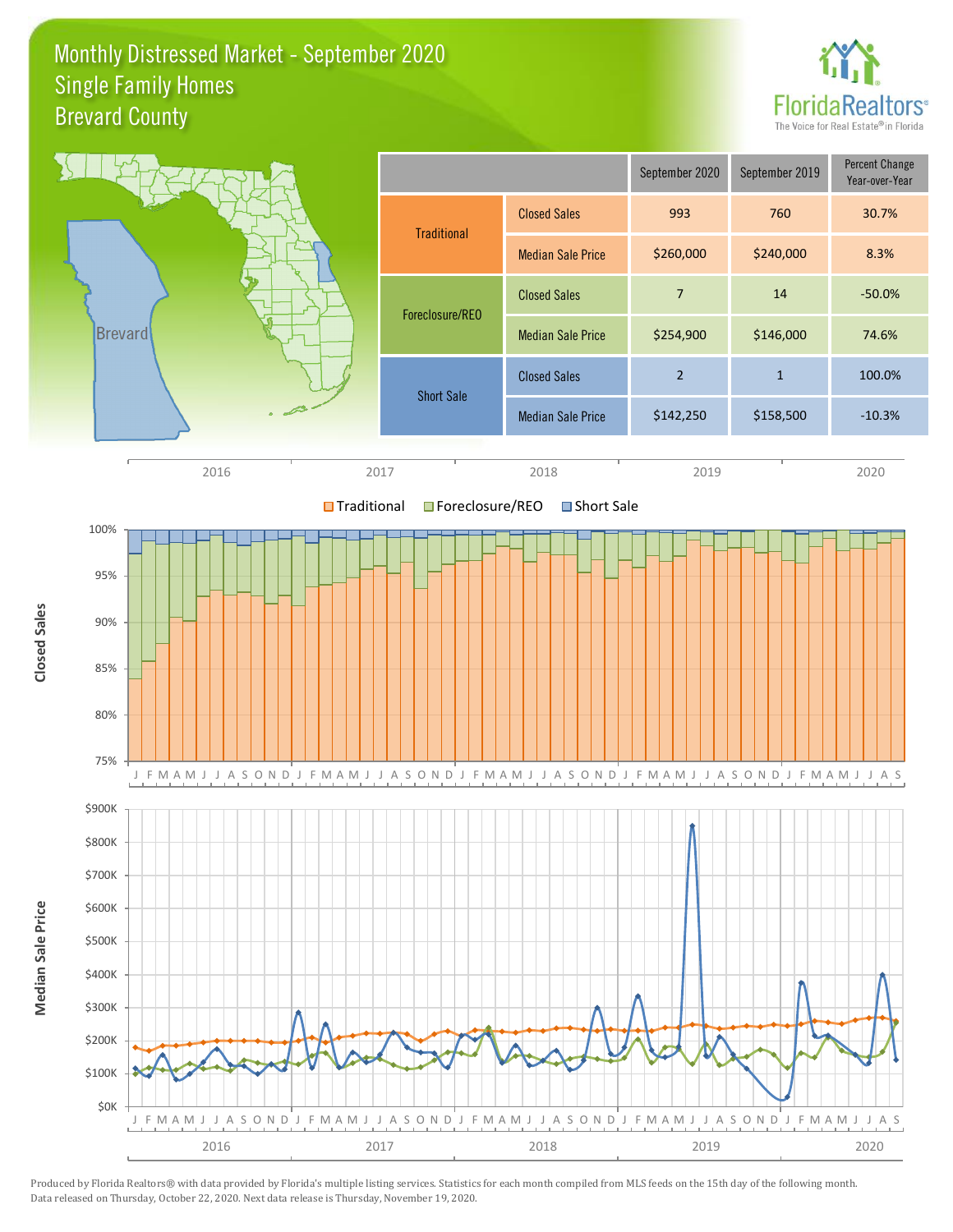# Monthly Distressed Market - September 2020
## Single Family Homes
## Brevard County

FloridaRealtors®
The Voice for Real Estate® in Florida

Brevard

| | | September 2020 | September 2019 | Percent Change Year-over-Year |
|---|---|---|---|---|
| Traditional | Closed Sales | 993 | 760 | 30.7% |
| | Median Sale Price | $260,000 | $240,000 | 8.3% |
| Foreclosure/REO | Closed Sales | 7 | 14 | -50.0% |
| | Median Sale Price | $254,900 | $146,000 | 74.6% |
| Short Sale | Closed Sales | 2 | 1 | 100.0% |
| | Median Sale Price | $142,250 | $158,500 | -10.3% |

2016 2017 2018 2019 2020

Traditional  Foreclosure/REO  Short Sale

Closed Sales

100% 95% 90% 85% 80% 75%

J F M A M J J A S O N D J F M A M J J A S O N D J F M A M J J A S O N D J F M A M J J A S O N D J F M A M J J A S

Median Sale Price

$900K $800K $700K $600K $500K $400K $300K $200K $100K $0K

J F M A M J J A S O N D J F M A M J J A S O N D J F M A M J J A S O N D J F M A M J J A S O N D J F M A M J J A S

2016 2017 2018 2019 2020

Produced by Florida Realtors® with data provided by Florida's multiple listing services. Statistics for each month compiled from MLS feeds on the 15th day of the following month.
Data released on Thursday, October 22, 2020. Next data release is Thursday, November 19, 2020.